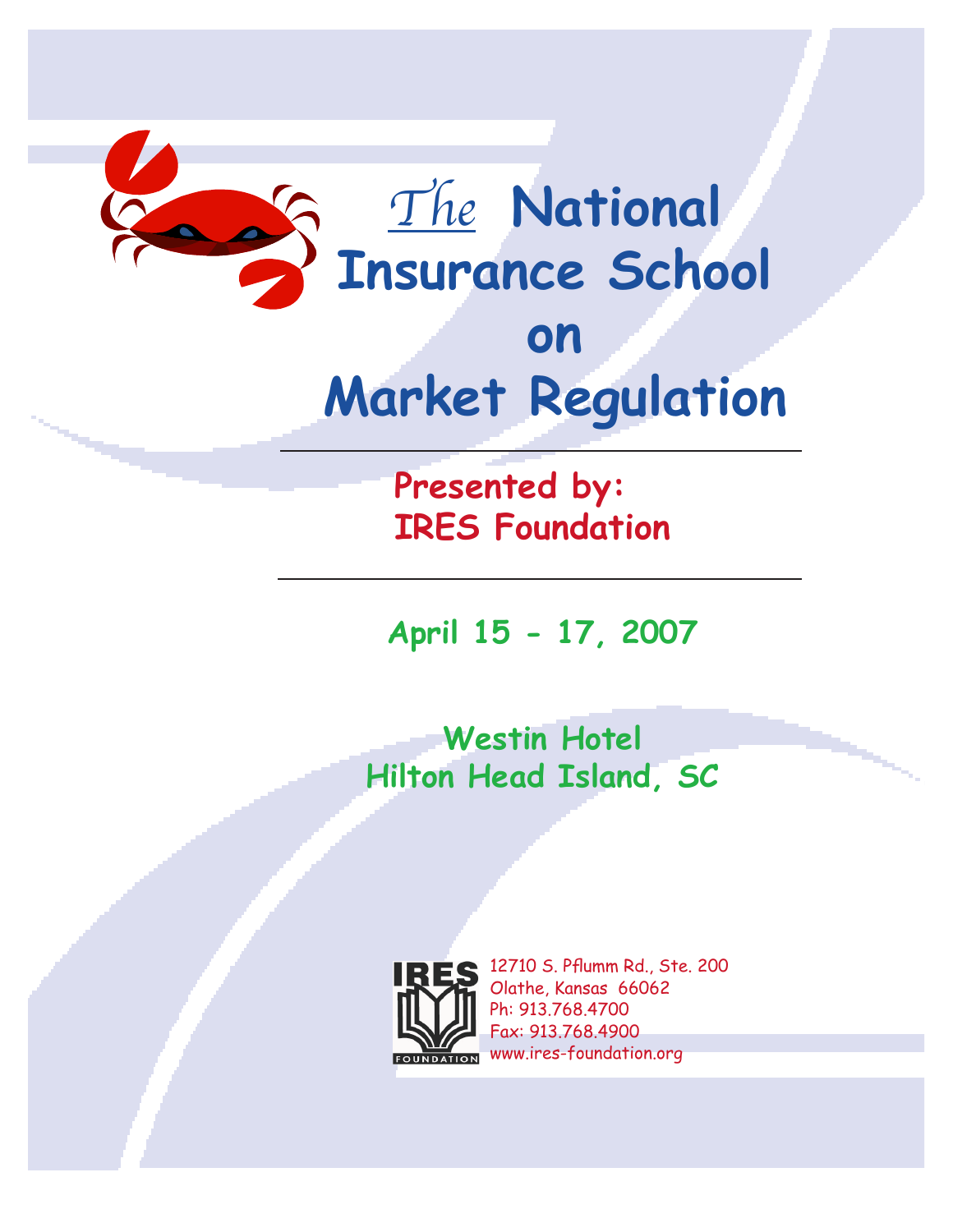# *The* National Insurance School on Market Regulation

**Presented by:**
**IRES Foundation**

**April 15 - 17, 2007**

**Westin Hotel**
**Hilton Head Island, SC**

IRES FOUNDATION

12710 S. Pflumm Rd., Ste. 200
Olathe, Kansas 66062
Ph: 913.768.4700
Fax: 913.768.4900
www.ires-foundation.org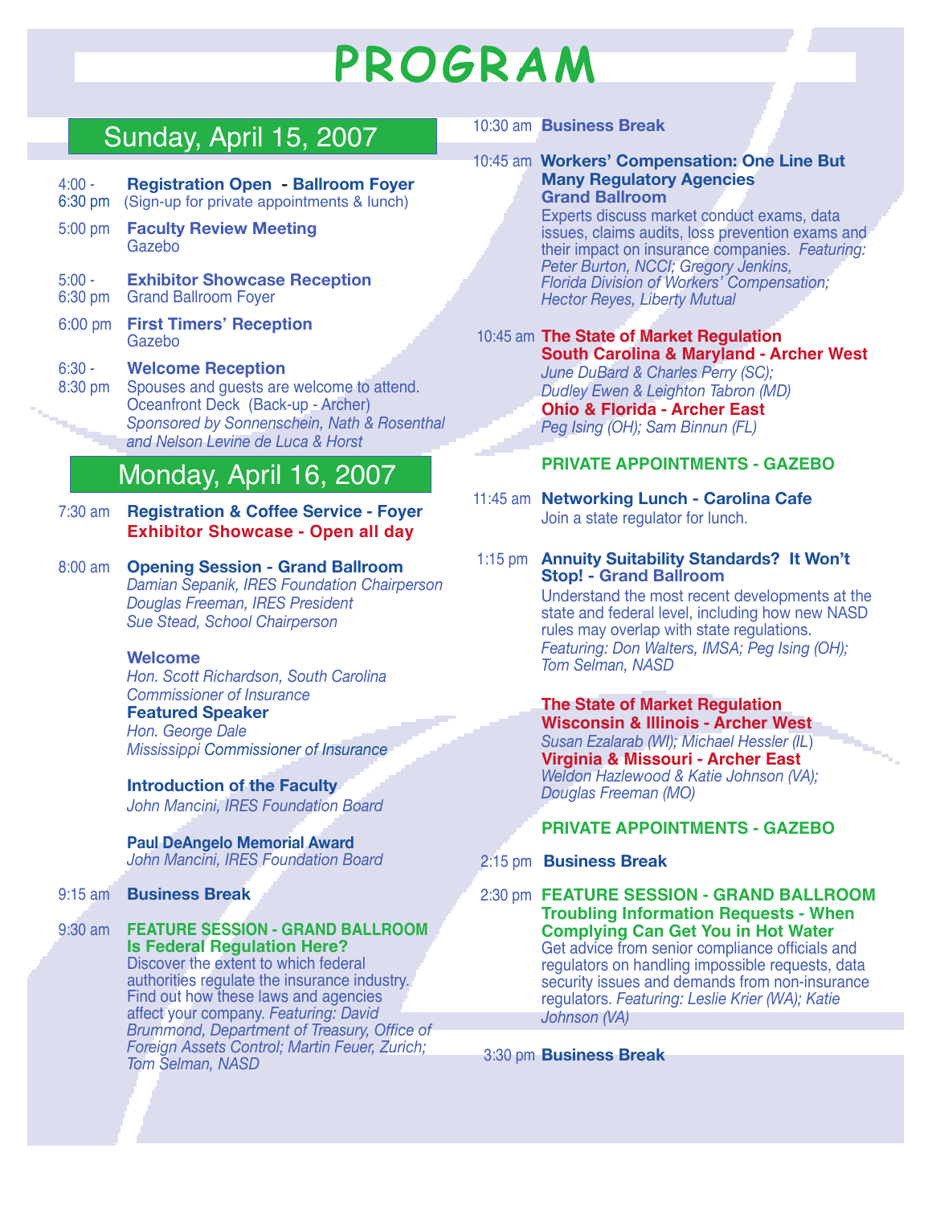# PROGRAM

## Sunday, April 15, 2007

**4:00 - 6:30 pm** **Registration Open - Ballroom Foyer**
(Sign-up for private appointments & lunch)

**5:00 pm** **Faculty Review Meeting**
Gazebo

**5:00 - 6:30 pm** **Exhibitor Showcase Reception**
Grand Ballroom Foyer

**6:00 pm** **First Timers' Reception**
Gazebo

**6:30 - 8:30 pm** **Welcome Reception**
Spouses and guests are welcome to attend.
Oceanfront Deck (Back-up - Archer)
*Sponsored by Sonnenschein, Nath & Rosenthal and Nelson Levine de Luca & Horst*

## Monday, April 16, 2007

**7:30 am** **Registration & Coffee Service - Foyer**
**Exhibitor Showcase - Open all day**

**8:00 am** **Opening Session - Grand Ballroom**
*Damian Sepanik, IRES Foundation Chairperson*
*Douglas Freeman, IRES President*
*Sue Stead, School Chairperson*

**Welcome**
*Hon. Scott Richardson, South Carolina Commissioner of Insurance*

**Featured Speaker**
*Hon. George Dale*
*Mississippi Commissioner of Insurance*

**Introduction of the Faculty**
*John Mancini, IRES Foundation Board*

**Paul DeAngelo Memorial Award**
*John Mancini, IRES Foundation Board*

**9:15 am** **Business Break**

**9:30 am** **FEATURE SESSION - GRAND BALLROOM**
**Is Federal Regulation Here?**
Discover the extent to which federal authorities regulate the insurance industry. Find out how these laws and agencies affect your company. *Featuring: David Brummond, Department of Treasury, Office of Foreign Assets Control; Martin Feuer, Zurich; Tom Selman, NASD*

**10:30 am** **Business Break**

**10:45 am** **Workers' Compensation: One Line But Many Regulatory Agencies**
**Grand Ballroom**
Experts discuss market conduct exams, data issues, claims audits, loss prevention exams and their impact on insurance companies. *Featuring: Peter Burton, NCCI; Gregory Jenkins, Florida Division of Workers' Compensation; Hector Reyes, Liberty Mutual*

**10:45 am** **The State of Market Regulation**
**South Carolina & Maryland - Archer West**
*June DuBard & Charles Perry (SC); Dudley Ewen & Leighton Tabron (MD)*
**Ohio & Florida - Archer East**
*Peg Ising (OH); Sam Binnun (FL)*

**PRIVATE APPOINTMENTS - GAZEBO**

**11:45 am** **Networking Lunch - Carolina Cafe**
Join a state regulator for lunch.

**1:15 pm** **Annuity Suitability Standards? It Won't Stop! - Grand Ballroom**
Understand the most recent developments at the state and federal level, including how new NASD rules may overlap with state regulations. *Featuring: Don Walters, IMSA; Peg Ising (OH); Tom Selman, NASD*

**The State of Market Regulation**
**Wisconsin & Illinois - Archer West**
*Susan Ezalarab (WI); Michael Hessler (IL)*
**Virginia & Missouri - Archer East**
*Weldon Hazlewood & Katie Johnson (VA); Douglas Freeman (MO)*

**PRIVATE APPOINTMENTS - GAZEBO**

**2:15 pm** **Business Break**

**2:30 pm** **FEATURE SESSION - GRAND BALLROOM**
**Troubling Information Requests - When Complying Can Get You in Hot Water**
Get advice from senior compliance officials and regulators on handling impossible requests, data security issues and demands from non-insurance regulators. *Featuring: Leslie Krier (WA); Katie Johnson (VA)*

**3:30 pm** **Business Break**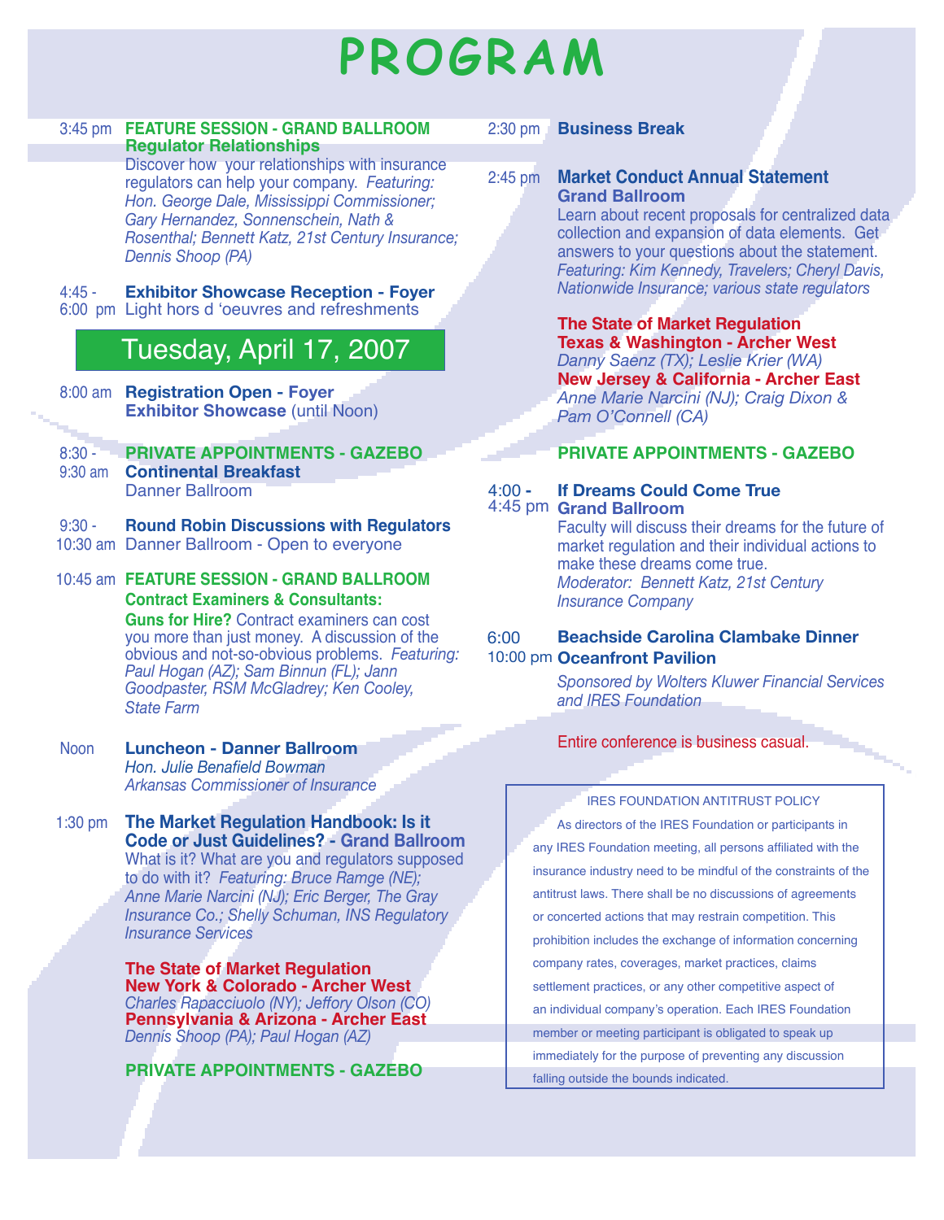# PROGRAM

3:45 pm **FEATURE SESSION - GRAND BALLROOM**
**Regulator Relationships**
Discover how your relationships with insurance regulators can help your company. *Featuring: Hon. George Dale, Mississippi Commissioner; Gary Hernandez, Sonnenschein, Nath & Rosenthal; Bennett Katz, 21st Century Insurance; Dennis Shoop (PA)*

4:45 - 6:00 pm **Exhibitor Showcase Reception - Foyer**
Light hors d 'oeuvres and refreshments

## Tuesday, April 17, 2007

8:00 am **Registration Open - Foyer**
**Exhibitor Showcase** (until Noon)

8:30 - 9:30 am **PRIVATE APPOINTMENTS - GAZEBO**
**Continental Breakfast**
Danner Ballroom

9:30 - 10:30 am **Round Robin Discussions with Regulators**
Danner Ballroom - Open to everyone

10:45 am **FEATURE SESSION - GRAND BALLROOM**
**Contract Examiners & Consultants:**
**Guns for Hire?** Contract examiners can cost you more than just money. A discussion of the obvious and not-so-obvious problems. *Featuring: Paul Hogan (AZ); Sam Binnun (FL); Jann Goodpaster, RSM McGladrey; Ken Cooley, State Farm*

Noon **Luncheon - Danner Ballroom**
*Hon. Julie Benafield Bowman*
*Arkansas Commissioner of Insurance*

1:30 pm **The Market Regulation Handbook: Is it Code or Just Guidelines? - Grand Ballroom**
What is it? What are you and regulators supposed to do with it? *Featuring: Bruce Ramge (NE); Anne Marie Narcini (NJ); Eric Berger, The Gray Insurance Co.; Shelly Schuman, INS Regulatory Insurance Services*

**The State of Market Regulation**
**New York & Colorado - Archer West**
*Charles Rapacciuolo (NY); Jeffory Olson (CO)*
**Pennsylvania & Arizona - Archer East**
*Dennis Shoop (PA); Paul Hogan (AZ)*

**PRIVATE APPOINTMENTS - GAZEBO**

2:30 pm **Business Break**

2:45 pm **Market Conduct Annual Statement**
**Grand Ballroom**
Learn about recent proposals for centralized data collection and expansion of data elements. Get answers to your questions about the statement. *Featuring: Kim Kennedy, Travelers; Cheryl Davis, Nationwide Insurance; various state regulators*

**The State of Market Regulation**
**Texas & Washington - Archer West**
*Danny Saenz (TX); Leslie Krier (WA)*
**New Jersey & California - Archer East**
*Anne Marie Narcini (NJ); Craig Dixon & Pam O'Connell (CA)*

**PRIVATE APPOINTMENTS - GAZEBO**

4:00 - 4:45 pm **If Dreams Could Come True**
**Grand Ballroom**
Faculty will discuss their dreams for the future of market regulation and their individual actions to make these dreams come true.
*Moderator: Bennett Katz, 21st Century Insurance Company*

6:00 10:00 pm **Beachside Carolina Clambake Dinner**
**Oceanfront Pavilion**
*Sponsored by Wolters Kluwer Financial Services and IRES Foundation*

Entire conference is business casual.

IRES FOUNDATION ANTITRUST POLICY

As directors of the IRES Foundation or participants in any IRES Foundation meeting, all persons affiliated with the insurance industry need to be mindful of the constraints of the antitrust laws. There shall be no discussions of agreements or concerted actions that may restrain competition. This prohibition includes the exchange of information concerning company rates, coverages, market practices, claims settlement practices, or any other competitive aspect of an individual company's operation. Each IRES Foundation member or meeting participant is obligated to speak up immediately for the purpose of preventing any discussion falling outside the bounds indicated.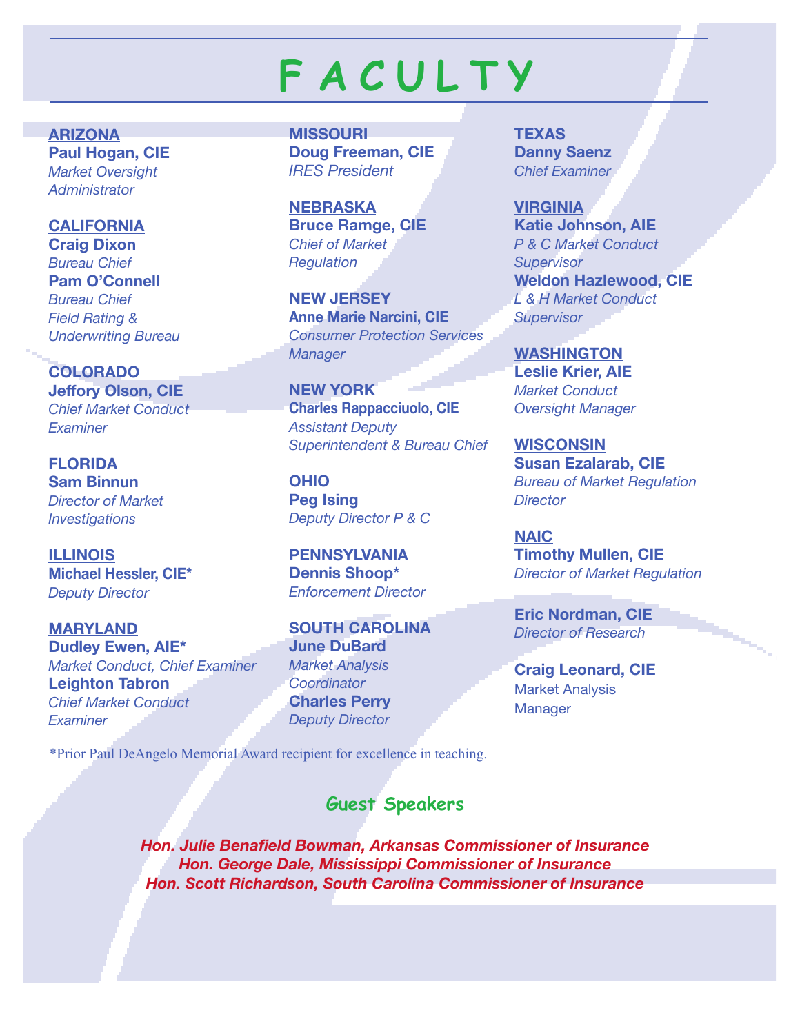# FACULTY

**ARIZONA**
**Paul Hogan, CIE**
*Market Oversight Administrator*

**CALIFORNIA**
**Craig Dixon**
*Bureau Chief*
**Pam O'Connell**
*Bureau Chief Field Rating & Underwriting Bureau*

**COLORADO**
**Jeffory Olson, CIE**
*Chief Market Conduct Examiner*

**FLORIDA**
**Sam Binnun**
*Director of Market Investigations*

**ILLINOIS**
**Michael Hessler, CIE***
*Deputy Director*

**MARYLAND**
**Dudley Ewen, AIE***
*Market Conduct, Chief Examiner*
**Leighton Tabron**
*Chief Market Conduct Examiner*

**MISSOURI**
**Doug Freeman, CIE**
*IRES President*

**NEBRASKA**
**Bruce Ramge, CIE**
*Chief of Market Regulation*

**NEW JERSEY**
**Anne Marie Narcini, CIE**
*Consumer Protection Services Manager*

**NEW YORK**
**Charles Rappacciuolo, CIE**
*Assistant Deputy Superintendent & Bureau Chief*

**OHIO**
**Peg Ising**
*Deputy Director P & C*

**PENNSYLVANIA**
**Dennis Shoop***
*Enforcement Director*

**SOUTH CAROLINA**
**June DuBard**
*Market Analysis Coordinator*
**Charles Perry**
*Deputy Director*

**TEXAS**
**Danny Saenz**
*Chief Examiner*

**VIRGINIA**
**Katie Johnson, AIE**
*P & C Market Conduct Supervisor*
**Weldon Hazlewood, CIE**
*L & H Market Conduct Supervisor*

**WASHINGTON**
**Leslie Krier, AIE**
*Market Conduct Oversight Manager*

**WISCONSIN**
**Susan Ezalarab, CIE**
*Bureau of Market Regulation Director*

**NAIC**
**Timothy Mullen, CIE**
*Director of Market Regulation*

**Eric Nordman, CIE**
*Director of Research*

**Craig Leonard, CIE**
Market Analysis Manager

*Prior Paul DeAngelo Memorial Award recipient for excellence in teaching.

## Guest Speakers

***Hon. Julie Benafield Bowman, Arkansas Commissioner of Insurance***
***Hon. George Dale, Mississippi Commissioner of Insurance***
***Hon. Scott Richardson, South Carolina Commissioner of Insurance***